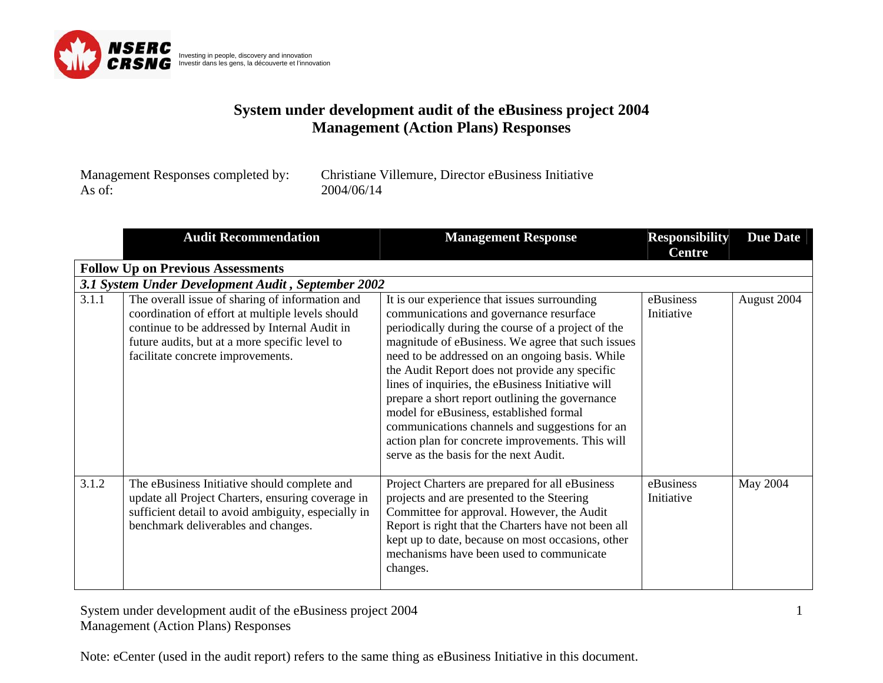NSERC CRSNG

Investing in people, discovery and innovation
Investir dans les gens, la découverte et l'innovation

# System under development audit of the eBusiness project 2004
# Management (Action Plans) Responses

Management Responses completed by: Christiane Villemure, Director eBusiness Initiative
As of: 2004/06/14

| | Audit Recommendation | Management Response | Responsibility Centre | Due Date |
|---|---|---|---|---|
| **Follow Up on Previous Assessments** | | | | |
| ***3.1 System Under Development Audit , September 2002*** | | | | |
| 3.1.1 | The overall issue of sharing of information and coordination of effort at multiple levels should continue to be addressed by Internal Audit in future audits, but at a more specific level to facilitate concrete improvements. | It is our experience that issues surrounding communications and governance resurface periodically during the course of a project of the magnitude of eBusiness. We agree that such issues need to be addressed on an ongoing basis. While the Audit Report does not provide any specific lines of inquiries, the eBusiness Initiative will prepare a short report outlining the governance model for eBusiness, established formal communications channels and suggestions for an action plan for concrete improvements. This will serve as the basis for the next Audit. | eBusiness Initiative | August 2004 |
| 3.1.2 | The eBusiness Initiative should complete and update all Project Charters, ensuring coverage in sufficient detail to avoid ambiguity, especially in benchmark deliverables and changes. | Project Charters are prepared for all eBusiness projects and are presented to the Steering Committee for approval. However, the Audit Report is right that the Charters have not been all kept up to date, because on most occasions, other mechanisms have been used to communicate changes. | eBusiness Initiative | May 2004 |

Note: eCenter (used in the audit report) refers to the same thing as eBusiness Initiative in this document.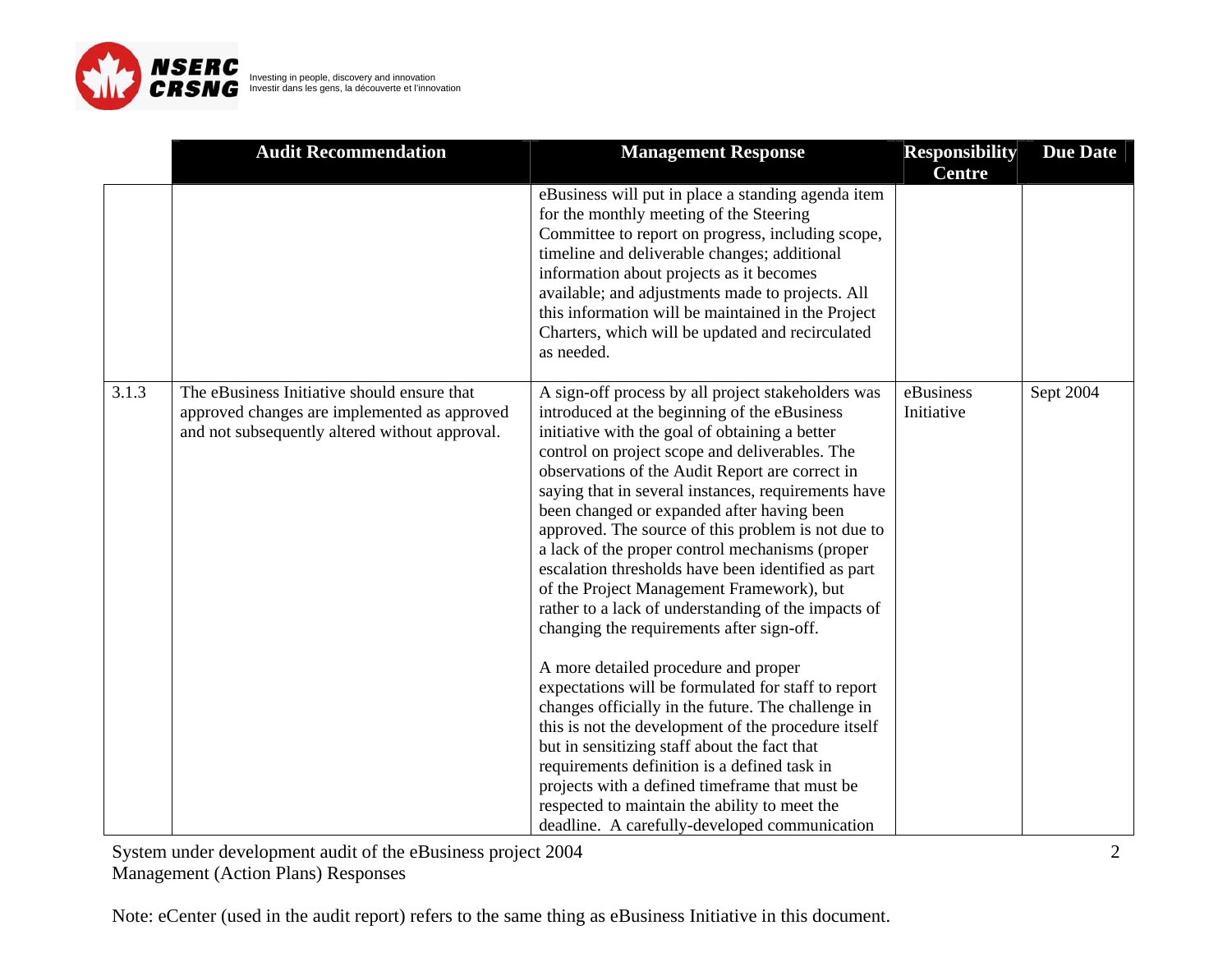| | Audit Recommendation | Management Response | Responsibility Centre | Due Date |
|---|---|---|---|---|
| | | eBusiness will put in place a standing agenda item for the monthly meeting of the Steering Committee to report on progress, including scope, timeline and deliverable changes; additional information about projects as it becomes available; and adjustments made to projects. All this information will be maintained in the Project Charters, which will be updated and recirculated as needed. | | |
| 3.1.3 | The eBusiness Initiative should ensure that approved changes are implemented as approved and not subsequently altered without approval. | A sign-off process by all project stakeholders was introduced at the beginning of the eBusiness initiative with the goal of obtaining a better control on project scope and deliverables. The observations of the Audit Report are correct in saying that in several instances, requirements have been changed or expanded after having been approved. The source of this problem is not due to a lack of the proper control mechanisms (proper escalation thresholds have been identified as part of the Project Management Framework), but rather to a lack of understanding of the impacts of changing the requirements after sign-off.<br><br>A more detailed procedure and proper expectations will be formulated for staff to report changes officially in the future. The challenge in this is not the development of the procedure itself but in sensitizing staff about the fact that requirements definition is a defined task in projects with a defined timeframe that must be respected to maintain the ability to meet the deadline. A carefully-developed communication | eBusiness Initiative | Sept 2004 |

System under development audit of the eBusiness project 2004
Management (Action Plans) Responses

Note: eCenter (used in the audit report) refers to the same thing as eBusiness Initiative in this document.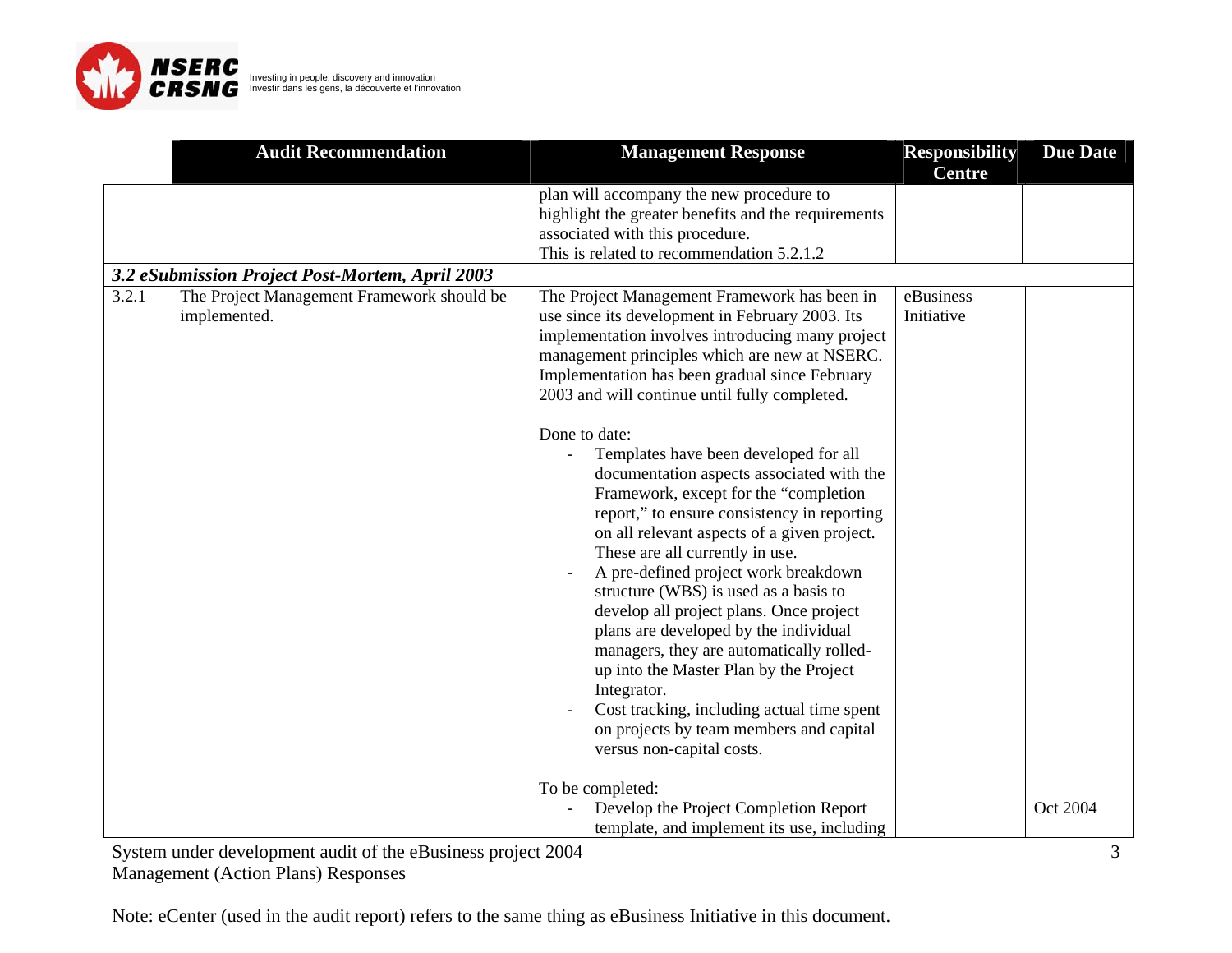| | Audit Recommendation | Management Response | Responsibility Centre | Due Date |
|---|---|---|---|---|
| | | plan will accompany the new procedure to highlight the greater benefits and the requirements associated with this procedure.<br>This is related to recommendation 5.2.1.2 | | |
| ***3.2 eSubmission Project Post-Mortem, April 2003*** | | | | |
| 3.2.1 | The Project Management Framework should be implemented. | The Project Management Framework has been in use since its development in February 2003. Its implementation involves introducing many project management principles which are new at NSERC. Implementation has been gradual since February 2003 and will continue until fully completed.<br><br>Done to date:<br>- Templates have been developed for all documentation aspects associated with the Framework, except for the "completion report," to ensure consistency in reporting on all relevant aspects of a given project. These are all currently in use.<br>- A pre-defined project work breakdown structure (WBS) is used as a basis to develop all project plans. Once project plans are developed by the individual managers, they are automatically rolled-up into the Master Plan by the Project Integrator.<br>- Cost tracking, including actual time spent on projects by team members and capital versus non-capital costs.<br><br>To be completed:<br>- Develop the Project Completion Report template, and implement its use, including | eBusiness Initiative | Oct 2004 |

System under development audit of the eBusiness project 2004
Management (Action Plans) Responses

Note: eCenter (used in the audit report) refers to the same thing as eBusiness Initiative in this document.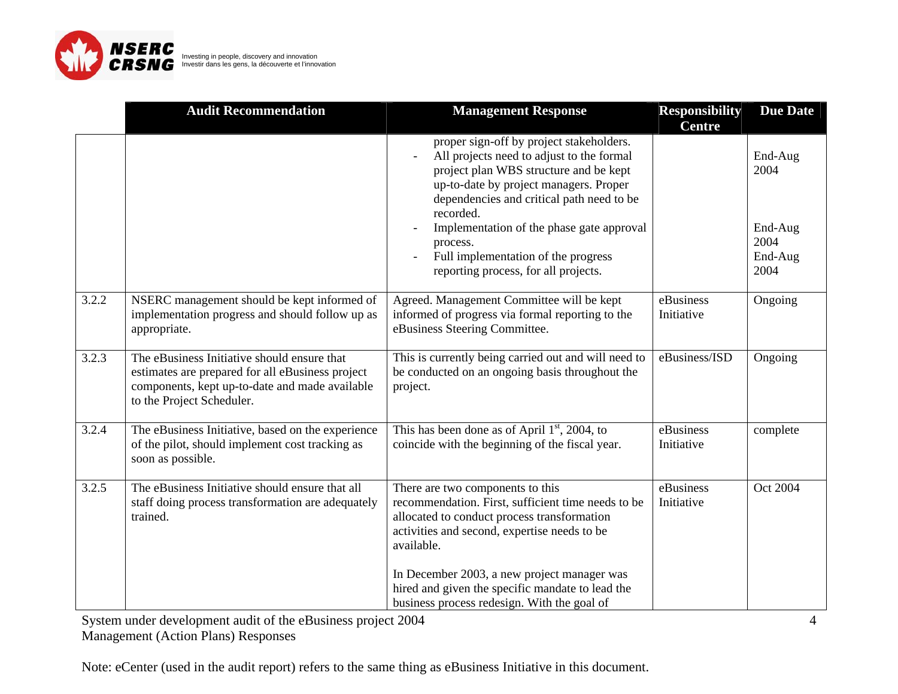| | Audit Recommendation | Management Response | Responsibility Centre | Due Date |
|---|---|---|---|---|
| | | proper sign-off by project stakeholders.<br>- All projects need to adjust to the formal project plan WBS structure and be kept up-to-date by project managers. Proper dependencies and critical path need to be recorded.<br>- Implementation of the phase gate approval process.<br>- Full implementation of the progress reporting process, for all projects. | | End-Aug 2004<br><br>End-Aug 2004<br>End-Aug 2004 |
| 3.2.2 | NSERC management should be kept informed of implementation progress and should follow up as appropriate. | Agreed. Management Committee will be kept informed of progress via formal reporting to the eBusiness Steering Committee. | eBusiness Initiative | Ongoing |
| 3.2.3 | The eBusiness Initiative should ensure that estimates are prepared for all eBusiness project components, kept up-to-date and made available to the Project Scheduler. | This is currently being carried out and will need to be conducted on an ongoing basis throughout the project. | eBusiness/ISD | Ongoing |
| 3.2.4 | The eBusiness Initiative, based on the experience of the pilot, should implement cost tracking as soon as possible. | This has been done as of April 1st, 2004, to coincide with the beginning of the fiscal year. | eBusiness Initiative | complete |
| 3.2.5 | The eBusiness Initiative should ensure that all staff doing process transformation are adequately trained. | There are two components to this recommendation. First, sufficient time needs to be allocated to conduct process transformation activities and second, expertise needs to be available.<br><br>In December 2003, a new project manager was hired and given the specific mandate to lead the business process redesign. With the goal of | eBusiness Initiative | Oct 2004 |

System under development audit of the eBusiness project 2004
Management (Action Plans) Responses

Note: eCenter (used in the audit report) refers to the same thing as eBusiness Initiative in this document.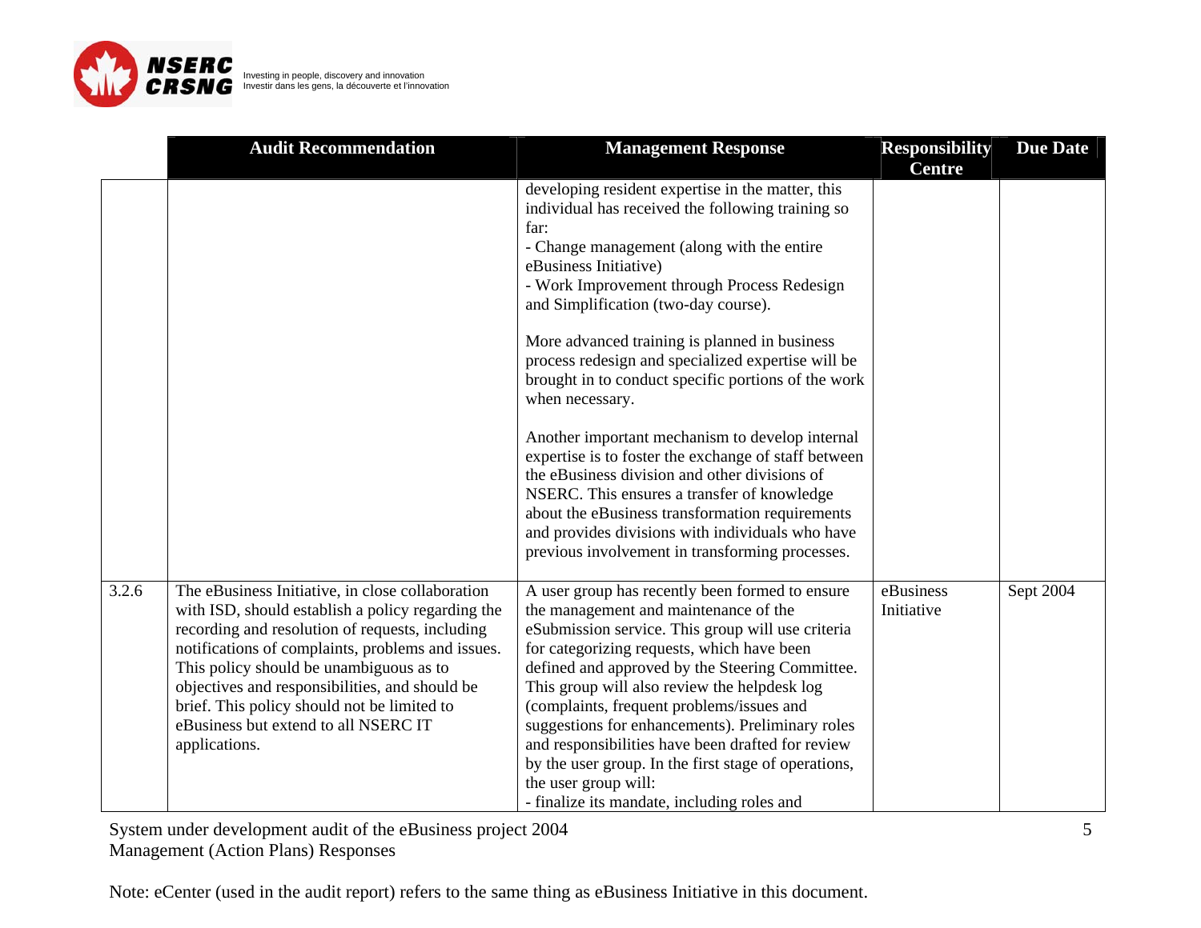| | Audit Recommendation | Management Response | Responsibility Centre | Due Date |
|---|---|---|---|---|
| | | developing resident expertise in the matter, this individual has received the following training so far:<br>- Change management (along with the entire eBusiness Initiative)<br>- Work Improvement through Process Redesign and Simplification (two-day course).<br><br>More advanced training is planned in business process redesign and specialized expertise will be brought in to conduct specific portions of the work when necessary.<br><br>Another important mechanism to develop internal expertise is to foster the exchange of staff between the eBusiness division and other divisions of NSERC. This ensures a transfer of knowledge about the eBusiness transformation requirements and provides divisions with individuals who have previous involvement in transforming processes. | | |
| 3.2.6 | The eBusiness Initiative, in close collaboration with ISD, should establish a policy regarding the recording and resolution of requests, including notifications of complaints, problems and issues. This policy should be unambiguous as to objectives and responsibilities, and should be brief. This policy should not be limited to eBusiness but extend to all NSERC IT applications. | A user group has recently been formed to ensure the management and maintenance of the eSubmission service. This group will use criteria for categorizing requests, which have been defined and approved by the Steering Committee. This group will also review the helpdesk log (complaints, frequent problems/issues and suggestions for enhancements). Preliminary roles and responsibilities have been drafted for review by the user group. In the first stage of operations, the user group will:<br>- finalize its mandate, including roles and | eBusiness Initiative | Sept 2004 |

System under development audit of the eBusiness project 2004
Management (Action Plans) Responses

Note: eCenter (used in the audit report) refers to the same thing as eBusiness Initiative in this document.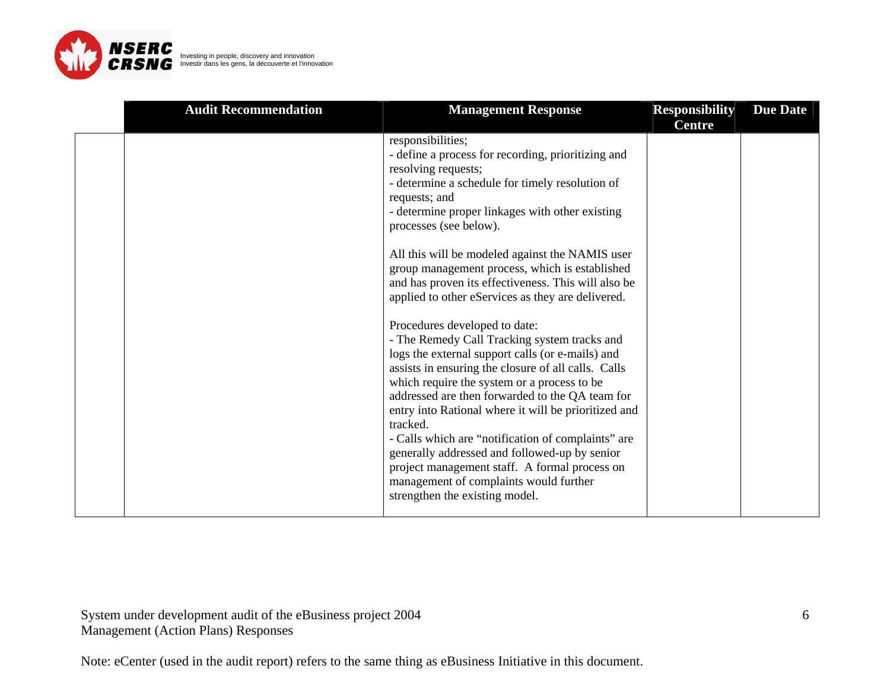| Audit Recommendation | Management Response | Responsibility Centre | Due Date |
|---|---|---|---|
| | responsibilities;<br>- define a process for recording, prioritizing and resolving requests;<br>- determine a schedule for timely resolution of requests; and<br>- determine proper linkages with other existing processes (see below).<br><br>All this will be modeled against the NAMIS user group management process, which is established and has proven its effectiveness. This will also be applied to other eServices as they are delivered.<br><br>Procedures developed to date:<br>- The Remedy Call Tracking system tracks and logs the external support calls (or e-mails) and assists in ensuring the closure of all calls. Calls which require the system or a process to be addressed are then forwarded to the QA team for entry into Rational where it will be prioritized and tracked.<br>- Calls which are "notification of complaints" are generally addressed and followed-up by senior project management staff. A formal process on management of complaints would further strengthen the existing model. | | |

System under development audit of the eBusiness project 2004
Management (Action Plans) Responses

Note: eCenter (used in the audit report) refers to the same thing as eBusiness Initiative in this document.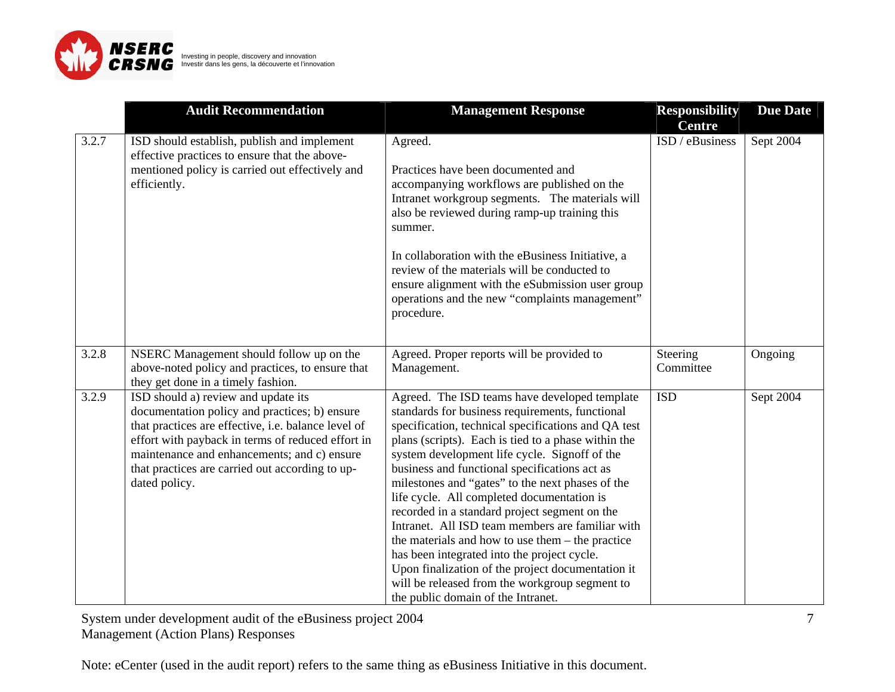| | Audit Recommendation | Management Response | Responsibility Centre | Due Date |
|---|---|---|---|---|
| 3.2.7 | ISD should establish, publish and implement effective practices to ensure that the above-mentioned policy is carried out effectively and efficiently. | Agreed.<br><br>Practices have been documented and accompanying workflows are published on the Intranet workgroup segments. The materials will also be reviewed during ramp-up training this summer.<br><br>In collaboration with the eBusiness Initiative, a review of the materials will be conducted to ensure alignment with the eSubmission user group operations and the new "complaints management" procedure. | ISD / eBusiness | Sept 2004 |
| 3.2.8 | NSERC Management should follow up on the above-noted policy and practices, to ensure that they get done in a timely fashion. | Agreed. Proper reports will be provided to Management. | Steering Committee | Ongoing |
| 3.2.9 | ISD should a) review and update its documentation policy and practices; b) ensure that practices are effective, i.e. balance level of effort with payback in terms of reduced effort in maintenance and enhancements; and c) ensure that practices are carried out according to up-dated policy. | Agreed. The ISD teams have developed template standards for business requirements, functional specification, technical specifications and QA test plans (scripts). Each is tied to a phase within the system development life cycle. Signoff of the business and functional specifications act as milestones and "gates" to the next phases of the life cycle. All completed documentation is recorded in a standard project segment on the Intranet. All ISD team members are familiar with the materials and how to use them – the practice has been integrated into the project cycle. Upon finalization of the project documentation it will be released from the workgroup segment to the public domain of the Intranet. | ISD | Sept 2004 |

Note: eCenter (used in the audit report) refers to the same thing as eBusiness Initiative in this document.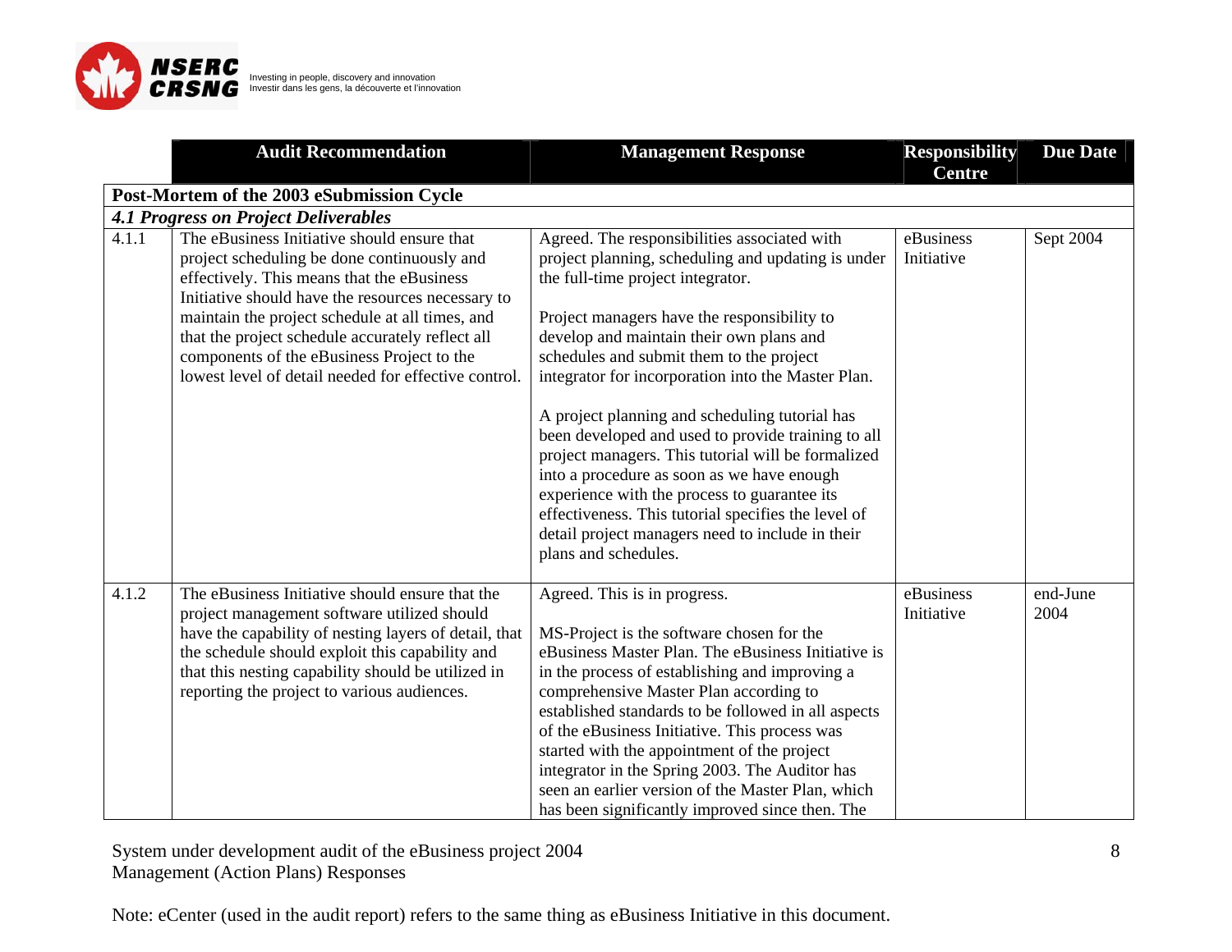| | Audit Recommendation | Management Response | Responsibility Centre | Due Date |
|---|---|---|---|---|
| **Post-Mortem of the 2003 eSubmission Cycle** | | | | |
| ***4.1 Progress on Project Deliverables*** | | | | |
| 4.1.1 | The eBusiness Initiative should ensure that project scheduling be done continuously and effectively. This means that the eBusiness Initiative should have the resources necessary to maintain the project schedule at all times, and that the project schedule accurately reflect all components of the eBusiness Project to the lowest level of detail needed for effective control. | Agreed. The responsibilities associated with project planning, scheduling and updating is under the full-time project integrator.<br><br>Project managers have the responsibility to develop and maintain their own plans and schedules and submit them to the project integrator for incorporation into the Master Plan.<br><br>A project planning and scheduling tutorial has been developed and used to provide training to all project managers. This tutorial will be formalized into a procedure as soon as we have enough experience with the process to guarantee its effectiveness. This tutorial specifies the level of detail project managers need to include in their plans and schedules. | eBusiness Initiative | Sept 2004 |
| 4.1.2 | The eBusiness Initiative should ensure that the project management software utilized should have the capability of nesting layers of detail, that the schedule should exploit this capability and that this nesting capability should be utilized in reporting the project to various audiences. | Agreed. This is in progress.<br><br>MS-Project is the software chosen for the eBusiness Master Plan. The eBusiness Initiative is in the process of establishing and improving a comprehensive Master Plan according to established standards to be followed in all aspects of the eBusiness Initiative. This process was started with the appointment of the project integrator in the Spring 2003. The Auditor has seen an earlier version of the Master Plan, which has been significantly improved since then. The | eBusiness Initiative | end-June 2004 |

System under development audit of the eBusiness project 2004
Management (Action Plans) Responses

Note: eCenter (used in the audit report) refers to the same thing as eBusiness Initiative in this document.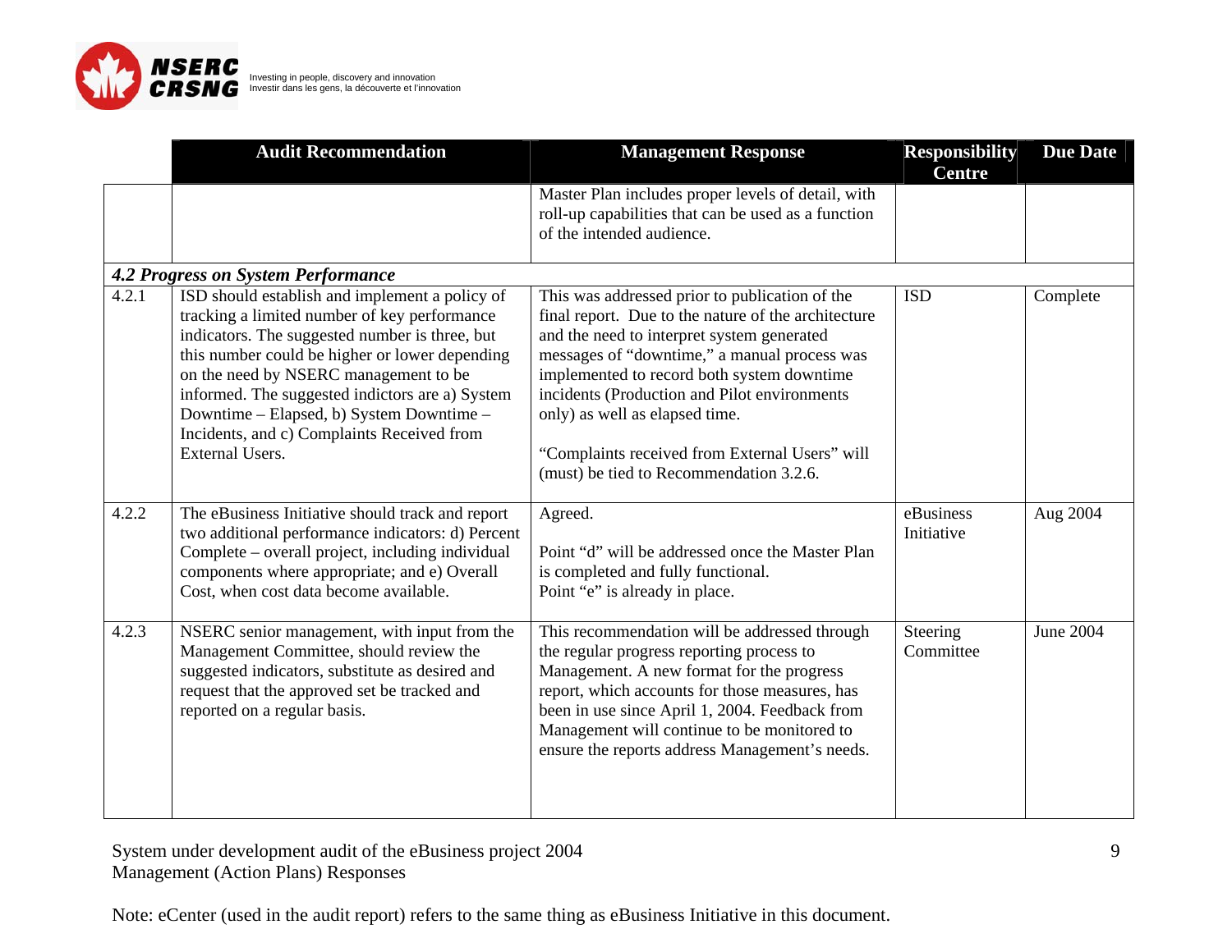| | Audit Recommendation | Management Response | Responsibility Centre | Due Date |
|---|---|---|---|---|
| | | Master Plan includes proper levels of detail, with roll-up capabilities that can be used as a function of the intended audience. | | |
| ***4.2 Progress on System Performance*** | | | | |
| 4.2.1 | ISD should establish and implement a policy of tracking a limited number of key performance indicators. The suggested number is three, but this number could be higher or lower depending on the need by NSERC management to be informed. The suggested indictors are a) System Downtime – Elapsed, b) System Downtime – Incidents, and c) Complaints Received from External Users. | This was addressed prior to publication of the final report. Due to the nature of the architecture and the need to interpret system generated messages of "downtime," a manual process was implemented to record both system downtime incidents (Production and Pilot environments only) as well as elapsed time.<br><br>"Complaints received from External Users" will (must) be tied to Recommendation 3.2.6. | ISD | Complete |
| 4.2.2 | The eBusiness Initiative should track and report two additional performance indicators: d) Percent Complete – overall project, including individual components where appropriate; and e) Overall Cost, when cost data become available. | Agreed.<br><br>Point "d" will be addressed once the Master Plan is completed and fully functional.<br>Point "e" is already in place. | eBusiness Initiative | Aug 2004 |
| 4.2.3 | NSERC senior management, with input from the Management Committee, should review the suggested indicators, substitute as desired and request that the approved set be tracked and reported on a regular basis. | This recommendation will be addressed through the regular progress reporting process to Management. A new format for the progress report, which accounts for those measures, has been in use since April 1, 2004. Feedback from Management will continue to be monitored to ensure the reports address Management's needs. | Steering Committee | June 2004 |

System under development audit of the eBusiness project 2004
Management (Action Plans) Responses

Note: eCenter (used in the audit report) refers to the same thing as eBusiness Initiative in this document.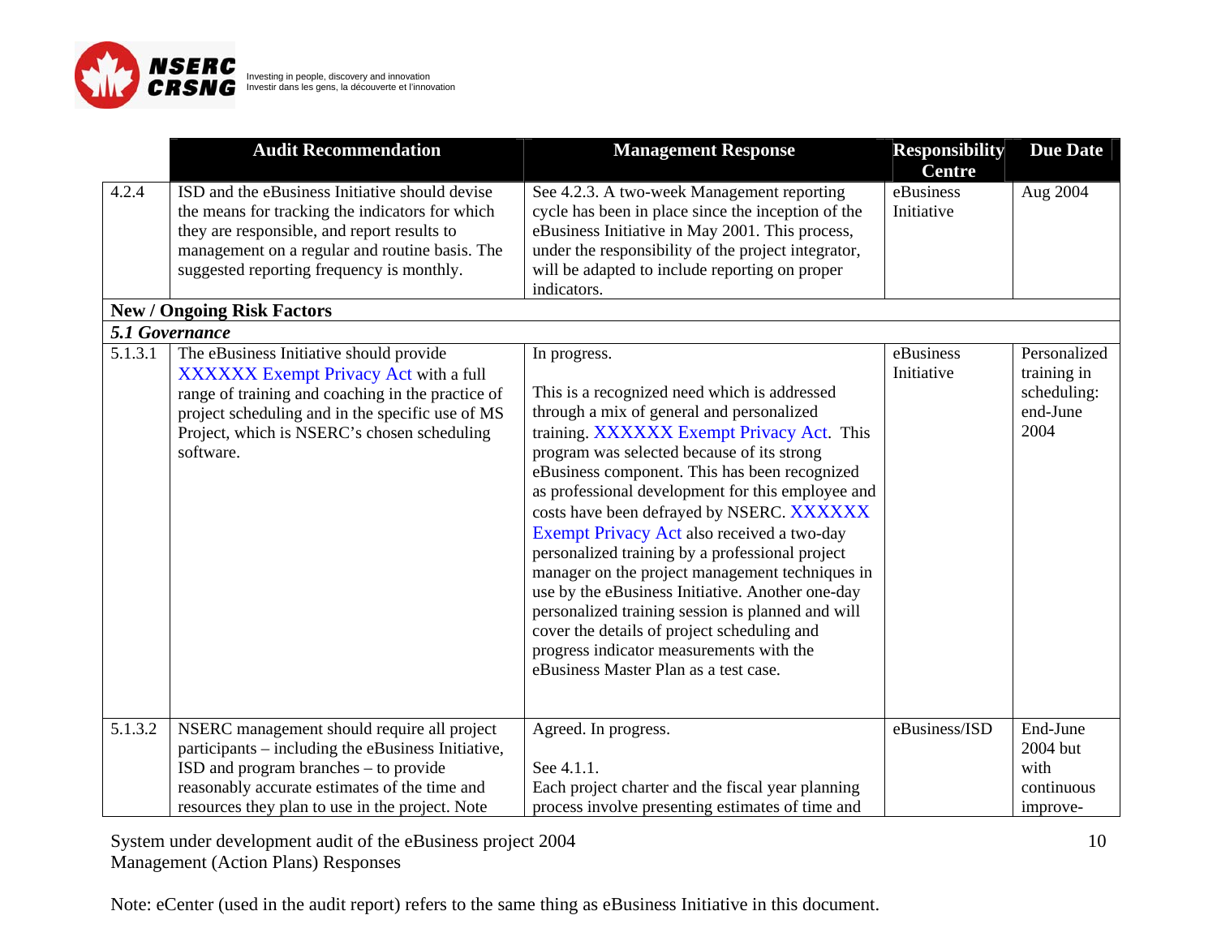| | Audit Recommendation | Management Response | Responsibility Centre | Due Date |
|---|---|---|---|---|
| 4.2.4 | ISD and the eBusiness Initiative should devise the means for tracking the indicators for which they are responsible, and report results to management on a regular and routine basis. The suggested reporting frequency is monthly. | See 4.2.3. A two-week Management reporting cycle has been in place since the inception of the eBusiness Initiative in May 2001. This process, under the responsibility of the project integrator, will be adapted to include reporting on proper indicators. | eBusiness Initiative | Aug 2004 |
| **New / Ongoing Risk Factors** | | | | |
| ***5.1 Governance*** | | | | |
| 5.1.3.1 | The eBusiness Initiative should provide XXXXXX Exempt Privacy Act with a full range of training and coaching in the practice of project scheduling and in the specific use of MS Project, which is NSERC's chosen scheduling software. | In progress.<br><br>This is a recognized need which is addressed through a mix of general and personalized training. XXXXXX Exempt Privacy Act. This program was selected because of its strong eBusiness component. This has been recognized as professional development for this employee and costs have been defrayed by NSERC. XXXXXX Exempt Privacy Act also received a two-day personalized training by a professional project manager on the project management techniques in use by the eBusiness Initiative. Another one-day personalized training session is planned and will cover the details of project scheduling and progress indicator measurements with the eBusiness Master Plan as a test case. | eBusiness Initiative | Personalized training in scheduling: end-June 2004 |
| 5.1.3.2 | NSERC management should require all project participants – including the eBusiness Initiative, ISD and program branches – to provide reasonably accurate estimates of the time and resources they plan to use in the project. Note | Agreed. In progress.<br><br>See 4.1.1.<br>Each project charter and the fiscal year planning process involve presenting estimates of time and | eBusiness/ISD | End-June 2004 but with continuous improve- |

System under development audit of the eBusiness project 2004
Management (Action Plans) Responses

Note: eCenter (used in the audit report) refers to the same thing as eBusiness Initiative in this document.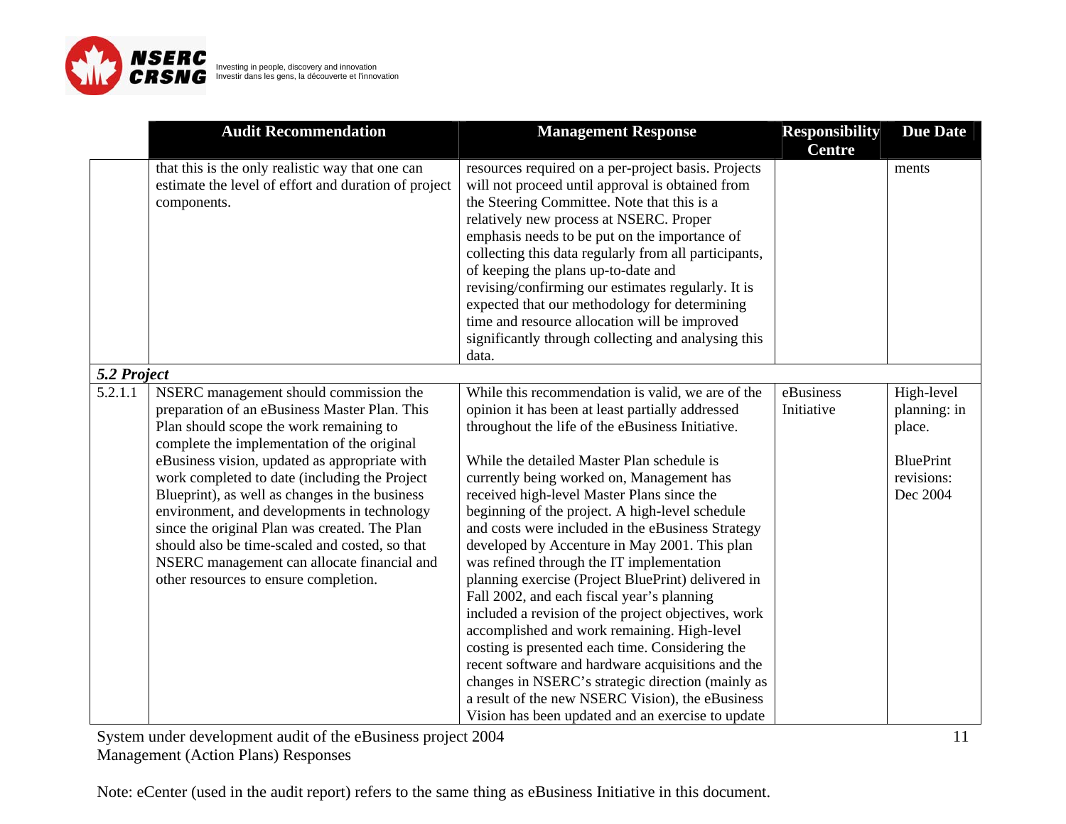| | Audit Recommendation | Management Response | Responsibility Centre | Due Date |
|---|---|---|---|---|
| | that this is the only realistic way that one can estimate the level of effort and duration of project components. | resources required on a per-project basis. Projects will not proceed until approval is obtained from the Steering Committee. Note that this is a relatively new process at NSERC. Proper emphasis needs to be put on the importance of collecting this data regularly from all participants, of keeping the plans up-to-date and revising/confirming our estimates regularly. It is expected that our methodology for determining time and resource allocation will be improved significantly through collecting and analysing this data. | | ments |
| ***5.2 Project*** | | | | |
| 5.2.1.1 | NSERC management should commission the preparation of an eBusiness Master Plan. This Plan should scope the work remaining to complete the implementation of the original eBusiness vision, updated as appropriate with work completed to date (including the Project Blueprint), as well as changes in the business environment, and developments in technology since the original Plan was created. The Plan should also be time-scaled and costed, so that NSERC management can allocate financial and other resources to ensure completion. | While this recommendation is valid, we are of the opinion it has been at least partially addressed throughout the life of the eBusiness Initiative.<br><br>While the detailed Master Plan schedule is currently being worked on, Management has received high-level Master Plans since the beginning of the project. A high-level schedule and costs were included in the eBusiness Strategy developed by Accenture in May 2001. This plan was refined through the IT implementation planning exercise (Project BluePrint) delivered in Fall 2002, and each fiscal year's planning included a revision of the project objectives, work accomplished and work remaining. High-level costing is presented each time. Considering the recent software and hardware acquisitions and the changes in NSERC's strategic direction (mainly as a result of the new NSERC Vision), the eBusiness Vision has been updated and an exercise to update | eBusiness Initiative | High-level planning: in place.<br><br>BluePrint revisions: Dec 2004 |

System under development audit of the eBusiness project 2004
Management (Action Plans) Responses

Note: eCenter (used in the audit report) refers to the same thing as eBusiness Initiative in this document.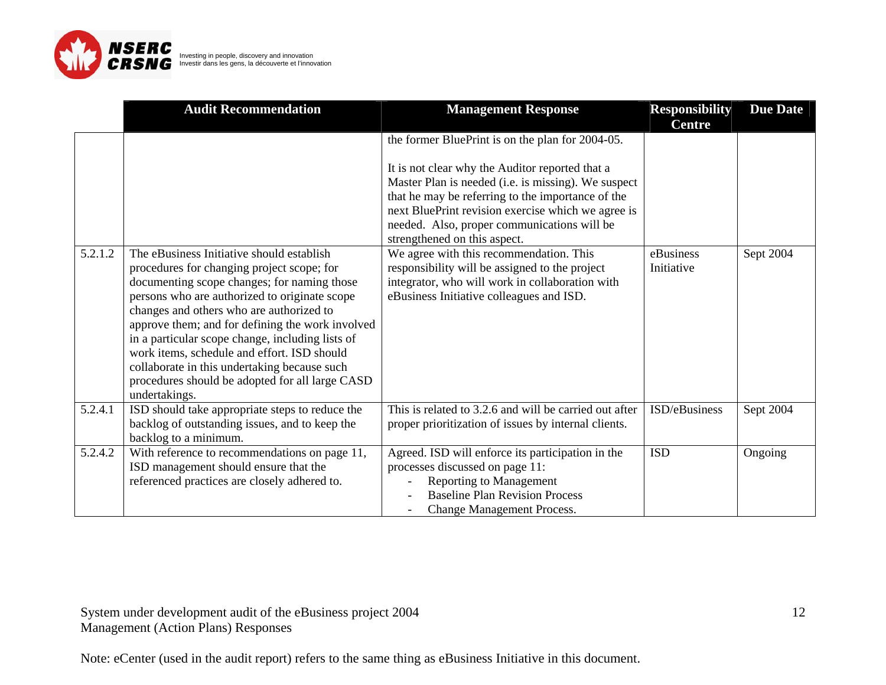| | Audit Recommendation | Management Response | Responsibility Centre | Due Date |
|---|---|---|---|---|
| | | the former BluePrint is on the plan for 2004-05.<br><br>It is not clear why the Auditor reported that a Master Plan is needed (i.e. is missing). We suspect that he may be referring to the importance of the next BluePrint revision exercise which we agree is needed. Also, proper communications will be strengthened on this aspect. | | |
| 5.2.1.2 | The eBusiness Initiative should establish procedures for changing project scope; for documenting scope changes; for naming those persons who are authorized to originate scope changes and others who are authorized to approve them; and for defining the work involved in a particular scope change, including lists of work items, schedule and effort. ISD should collaborate in this undertaking because such procedures should be adopted for all large CASD undertakings. | We agree with this recommendation. This responsibility will be assigned to the project integrator, who will work in collaboration with eBusiness Initiative colleagues and ISD. | eBusiness Initiative | Sept 2004 |
| 5.2.4.1 | ISD should take appropriate steps to reduce the backlog of outstanding issues, and to keep the backlog to a minimum. | This is related to 3.2.6 and will be carried out after proper prioritization of issues by internal clients. | ISD/eBusiness | Sept 2004 |
| 5.2.4.2 | With reference to recommendations on page 11, ISD management should ensure that the referenced practices are closely adhered to. | Agreed. ISD will enforce its participation in the processes discussed on page 11:<br>- Reporting to Management<br>- Baseline Plan Revision Process<br>- Change Management Process. | ISD | Ongoing |

System under development audit of the eBusiness project 2004
Management (Action Plans) Responses

Note: eCenter (used in the audit report) refers to the same thing as eBusiness Initiative in this document.